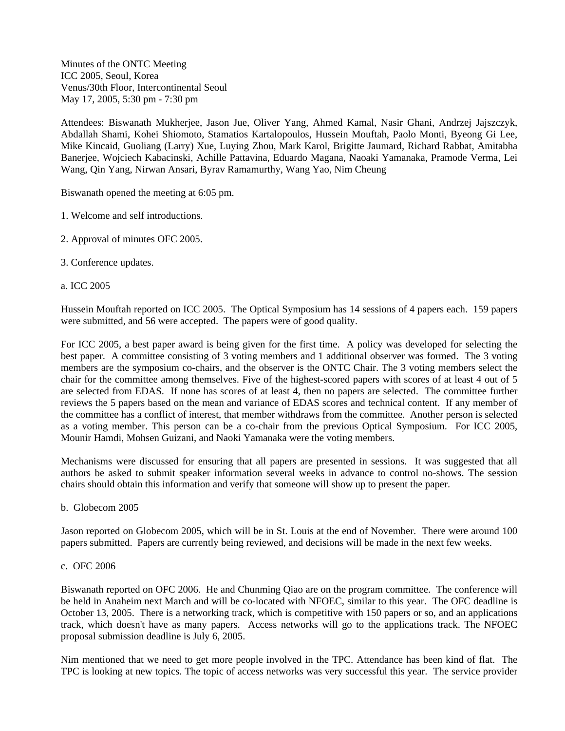Minutes of the ONTC Meeting
ICC 2005, Seoul, Korea
Venus/30th Floor, Intercontinental Seoul
May 17, 2005, 5:30 pm - 7:30 pm

Attendees: Biswanath Mukherjee, Jason Jue, Oliver Yang, Ahmed Kamal, Nasir Ghani, Andrzej Jajszczyk, Abdallah Shami, Kohei Shiomoto, Stamatios Kartalopoulos, Hussein Mouftah, Paolo Monti, Byeong Gi Lee, Mike Kincaid, Guoliang (Larry) Xue, Luying Zhou, Mark Karol, Brigitte Jaumard, Richard Rabbat, Amitabha Banerjee, Wojciech Kabacinski, Achille Pattavina, Eduardo Magana, Naoaki Yamanaka, Pramode Verma, Lei Wang, Qin Yang, Nirwan Ansari, Byrav Ramamurthy, Wang Yao, Nim Cheung

Biswanath opened the meeting at 6:05 pm.

1. Welcome and self introductions.

2. Approval of minutes OFC 2005.

3. Conference updates.

a. ICC 2005

Hussein Mouftah reported on ICC 2005. The Optical Symposium has 14 sessions of 4 papers each. 159 papers were submitted, and 56 were accepted. The papers were of good quality.

For ICC 2005, a best paper award is being given for the first time. A policy was developed for selecting the best paper. A committee consisting of 3 voting members and 1 additional observer was formed. The 3 voting members are the symposium co-chairs, and the observer is the ONTC Chair. The 3 voting members select the chair for the committee among themselves. Five of the highest-scored papers with scores of at least 4 out of 5 are selected from EDAS. If none has scores of at least 4, then no papers are selected. The committee further reviews the 5 papers based on the mean and variance of EDAS scores and technical content. If any member of the committee has a conflict of interest, that member withdraws from the committee. Another person is selected as a voting member. This person can be a co-chair from the previous Optical Symposium. For ICC 2005, Mounir Hamdi, Mohsen Guizani, and Naoki Yamanaka were the voting members.

Mechanisms were discussed for ensuring that all papers are presented in sessions. It was suggested that all authors be asked to submit speaker information several weeks in advance to control no-shows. The session chairs should obtain this information and verify that someone will show up to present the paper.

b. Globecom 2005

Jason reported on Globecom 2005, which will be in St. Louis at the end of November. There were around 100 papers submitted. Papers are currently being reviewed, and decisions will be made in the next few weeks.

c. OFC 2006

Biswanath reported on OFC 2006. He and Chunming Qiao are on the program committee. The conference will be held in Anaheim next March and will be co-located with NFOEC, similar to this year. The OFC deadline is October 13, 2005. There is a networking track, which is competitive with 150 papers or so, and an applications track, which doesn't have as many papers. Access networks will go to the applications track. The NFOEC proposal submission deadline is July 6, 2005.

Nim mentioned that we need to get more people involved in the TPC. Attendance has been kind of flat. The TPC is looking at new topics. The topic of access networks was very successful this year. The service provider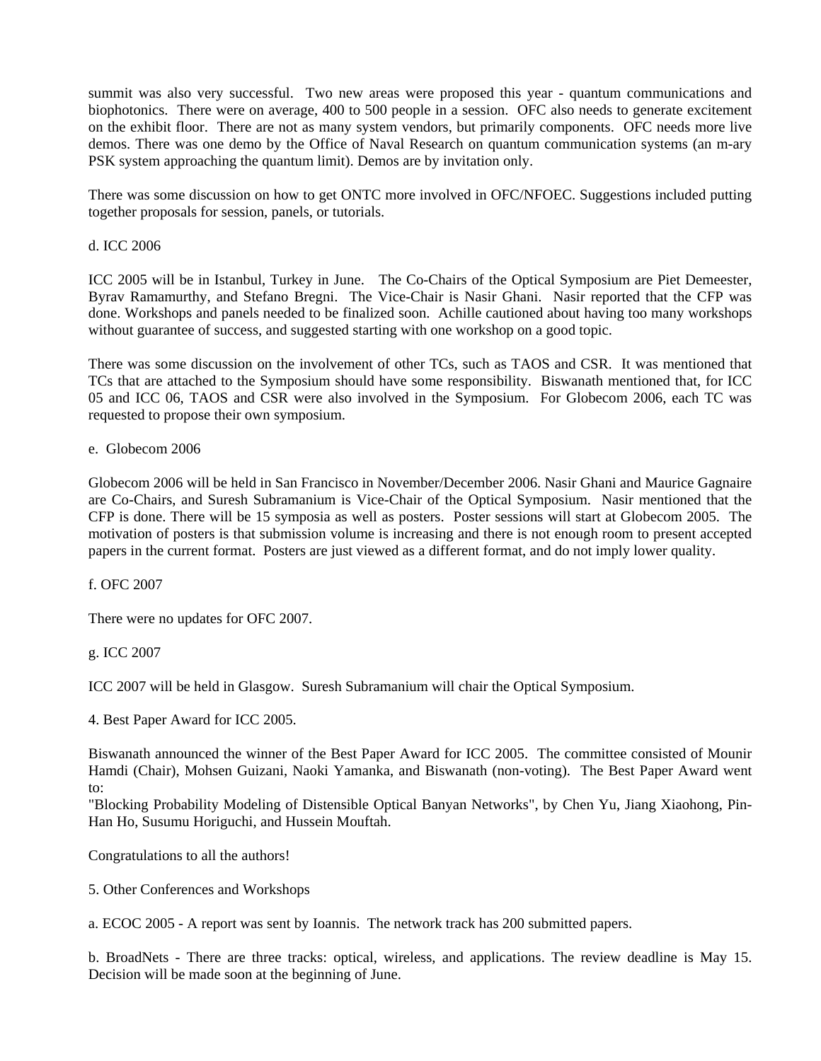summit was also very successful. Two new areas were proposed this year - quantum communications and biophotonics. There were on average, 400 to 500 people in a session. OFC also needs to generate excitement on the exhibit floor. There are not as many system vendors, but primarily components. OFC needs more live demos. There was one demo by the Office of Naval Research on quantum communication systems (an m-ary PSK system approaching the quantum limit). Demos are by invitation only.

There was some discussion on how to get ONTC more involved in OFC/NFOEC. Suggestions included putting together proposals for session, panels, or tutorials.

d. ICC 2006

ICC 2005 will be in Istanbul, Turkey in June. The Co-Chairs of the Optical Symposium are Piet Demeester, Byrav Ramamurthy, and Stefano Bregni. The Vice-Chair is Nasir Ghani. Nasir reported that the CFP was done. Workshops and panels needed to be finalized soon. Achille cautioned about having too many workshops without guarantee of success, and suggested starting with one workshop on a good topic.

There was some discussion on the involvement of other TCs, such as TAOS and CSR. It was mentioned that TCs that are attached to the Symposium should have some responsibility. Biswanath mentioned that, for ICC 05 and ICC 06, TAOS and CSR were also involved in the Symposium. For Globecom 2006, each TC was requested to propose their own symposium.

e. Globecom 2006

Globecom 2006 will be held in San Francisco in November/December 2006. Nasir Ghani and Maurice Gagnaire are Co-Chairs, and Suresh Subramanium is Vice-Chair of the Optical Symposium. Nasir mentioned that the CFP is done. There will be 15 symposia as well as posters. Poster sessions will start at Globecom 2005. The motivation of posters is that submission volume is increasing and there is not enough room to present accepted papers in the current format. Posters are just viewed as a different format, and do not imply lower quality.

f. OFC 2007

There were no updates for OFC 2007.

g. ICC 2007

ICC 2007 will be held in Glasgow. Suresh Subramanium will chair the Optical Symposium.

4. Best Paper Award for ICC 2005.

Biswanath announced the winner of the Best Paper Award for ICC 2005. The committee consisted of Mounir Hamdi (Chair), Mohsen Guizani, Naoki Yamanka, and Biswanath (non-voting). The Best Paper Award went to:
"Blocking Probability Modeling of Distensible Optical Banyan Networks", by Chen Yu, Jiang Xiaohong, Pin-Han Ho, Susumu Horiguchi, and Hussein Mouftah.

Congratulations to all the authors!

5. Other Conferences and Workshops

a. ECOC 2005 - A report was sent by Ioannis. The network track has 200 submitted papers.

b. BroadNets - There are three tracks: optical, wireless, and applications. The review deadline is May 15. Decision will be made soon at the beginning of June.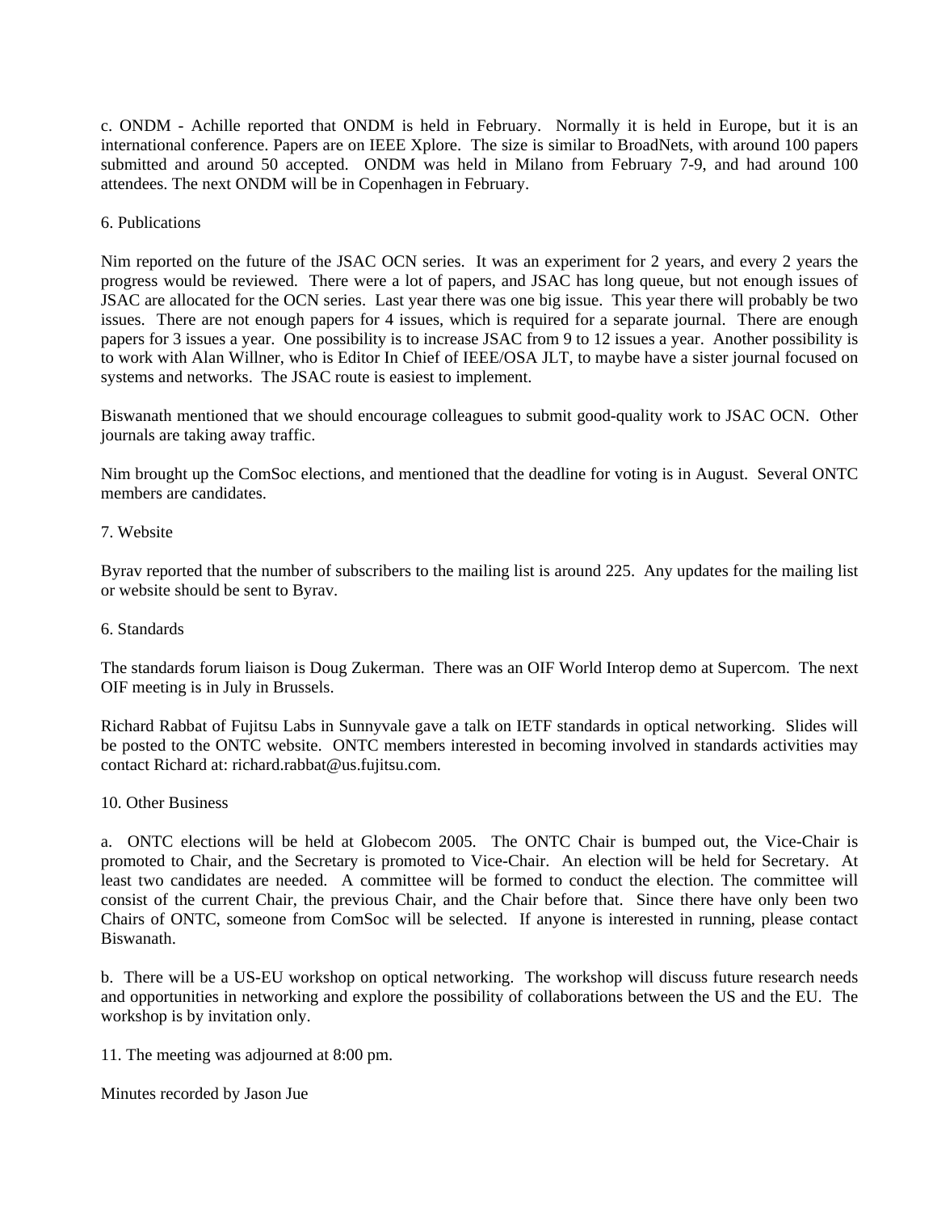c. ONDM - Achille reported that ONDM is held in February. Normally it is held in Europe, but it is an international conference. Papers are on IEEE Xplore. The size is similar to BroadNets, with around 100 papers submitted and around 50 accepted. ONDM was held in Milano from February 7-9, and had around 100 attendees. The next ONDM will be in Copenhagen in February.

6. Publications

Nim reported on the future of the JSAC OCN series. It was an experiment for 2 years, and every 2 years the progress would be reviewed. There were a lot of papers, and JSAC has long queue, but not enough issues of JSAC are allocated for the OCN series. Last year there was one big issue. This year there will probably be two issues. There are not enough papers for 4 issues, which is required for a separate journal. There are enough papers for 3 issues a year. One possibility is to increase JSAC from 9 to 12 issues a year. Another possibility is to work with Alan Willner, who is Editor In Chief of IEEE/OSA JLT, to maybe have a sister journal focused on systems and networks. The JSAC route is easiest to implement.

Biswanath mentioned that we should encourage colleagues to submit good-quality work to JSAC OCN. Other journals are taking away traffic.

Nim brought up the ComSoc elections, and mentioned that the deadline for voting is in August. Several ONTC members are candidates.

7. Website

Byrav reported that the number of subscribers to the mailing list is around 225. Any updates for the mailing list or website should be sent to Byrav.

6. Standards

The standards forum liaison is Doug Zukerman. There was an OIF World Interop demo at Supercom. The next OIF meeting is in July in Brussels.

Richard Rabbat of Fujitsu Labs in Sunnyvale gave a talk on IETF standards in optical networking. Slides will be posted to the ONTC website. ONTC members interested in becoming involved in standards activities may contact Richard at: richard.rabbat@us.fujitsu.com.

10. Other Business

a. ONTC elections will be held at Globecom 2005. The ONTC Chair is bumped out, the Vice-Chair is promoted to Chair, and the Secretary is promoted to Vice-Chair. An election will be held for Secretary. At least two candidates are needed. A committee will be formed to conduct the election. The committee will consist of the current Chair, the previous Chair, and the Chair before that. Since there have only been two Chairs of ONTC, someone from ComSoc will be selected. If anyone is interested in running, please contact Biswanath.

b. There will be a US-EU workshop on optical networking. The workshop will discuss future research needs and opportunities in networking and explore the possibility of collaborations between the US and the EU. The workshop is by invitation only.

11. The meeting was adjourned at 8:00 pm.

Minutes recorded by Jason Jue